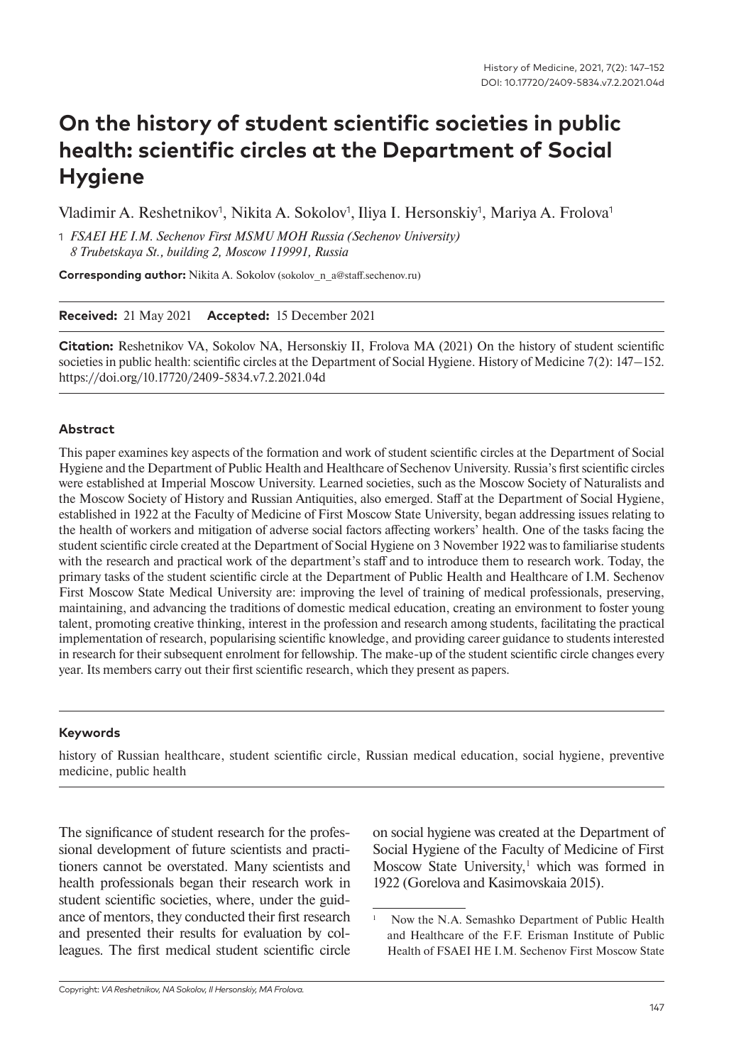# On the history of student scientific societies in public health: scientific circles at the Department of Social Hygiene

Vladimir A. Reshetnikov[1], Nikita A. Sokolov[1], Iliya I. Hersonskiy[1], Mariya A. Frolova[1]

1 *FSAEI HE I.M. Sechenov First MSMU MOH Russia (Sechenov University) 8 Trubetskaya St., building 2, Moscow 119991, Russia*

**Corresponding author:** Nikita A. Sokolov (sokolov_n_a@staff.sechenov.ru)

**Received:** 21 May 2021 **Accepted:** 15 December 2021

**Citation:** Reshetnikov VA, Sokolov NA, Hersonskiy II, Frolova MA (2021) On the history of student scientific societies in public health: scientific circles at the Department of Social Hygiene. History of Medicine 7(2): 147–152. https://doi.org/10.17720/2409-5834.v7.2.2021.04d

#### Abstract

This paper examines key aspects of the formation and work of student scientific circles at the Department of Social Hygiene and the Department of Public Health and Healthcare of Sechenov University. Russia's first scientific circles were established at Imperial Moscow University. Learned societies, such as the Moscow Society of Naturalists and the Moscow Society of History and Russian Antiquities, also emerged. Staff at the Department of Social Hygiene, established in 1922 at the Faculty of Medicine of First Moscow State University, began addressing issues relating to the health of workers and mitigation of adverse social factors affecting workers' health. One of the tasks facing the student scientific circle created at the Department of Social Hygiene on 3 November 1922 was to familiarise students with the research and practical work of the department's staff and to introduce them to research work. Today, the primary tasks of the student scientific circle at the Department of Public Health and Healthcare of I.M. Sechenov First Moscow State Medical University are: improving the level of training of medical professionals, preserving, maintaining, and advancing the traditions of domestic medical education, creating an environment to foster young talent, promoting creative thinking, interest in the profession and research among students, facilitating the practical implementation of research, popularising scientific knowledge, and providing career guidance to students interested in research for their subsequent enrolment for fellowship. The make-up of the student scientific circle changes every year. Its members carry out their first scientific research, which they present as papers.

#### Keywords

history of Russian healthcare, student scientific circle, Russian medical education, social hygiene, preventive medicine, public health

The significance of student research for the professional development of future scientists and practitioners cannot be overstated. Many scientists and health professionals began their research work in student scientific societies, where, under the guidance of mentors, they conducted their first research and presented their results for evaluation by colleagues. The first medical student scientific circle on social hygiene was created at the Department of Social Hygiene of the Faculty of Medicine of First Moscow State University,[1] which was formed in 1922 (Gorelova and Kasimovskaia 2015).

[1] Now the N.A. Semashko Department of Public Health and Healthcare of the F.F. Erisman Institute of Public Health of FSAEI HE I.M. Sechenov First Moscow State

Copyright: *VA Reshetnikov, NA Sokolov, II Hersonskiy, MA Frolova.*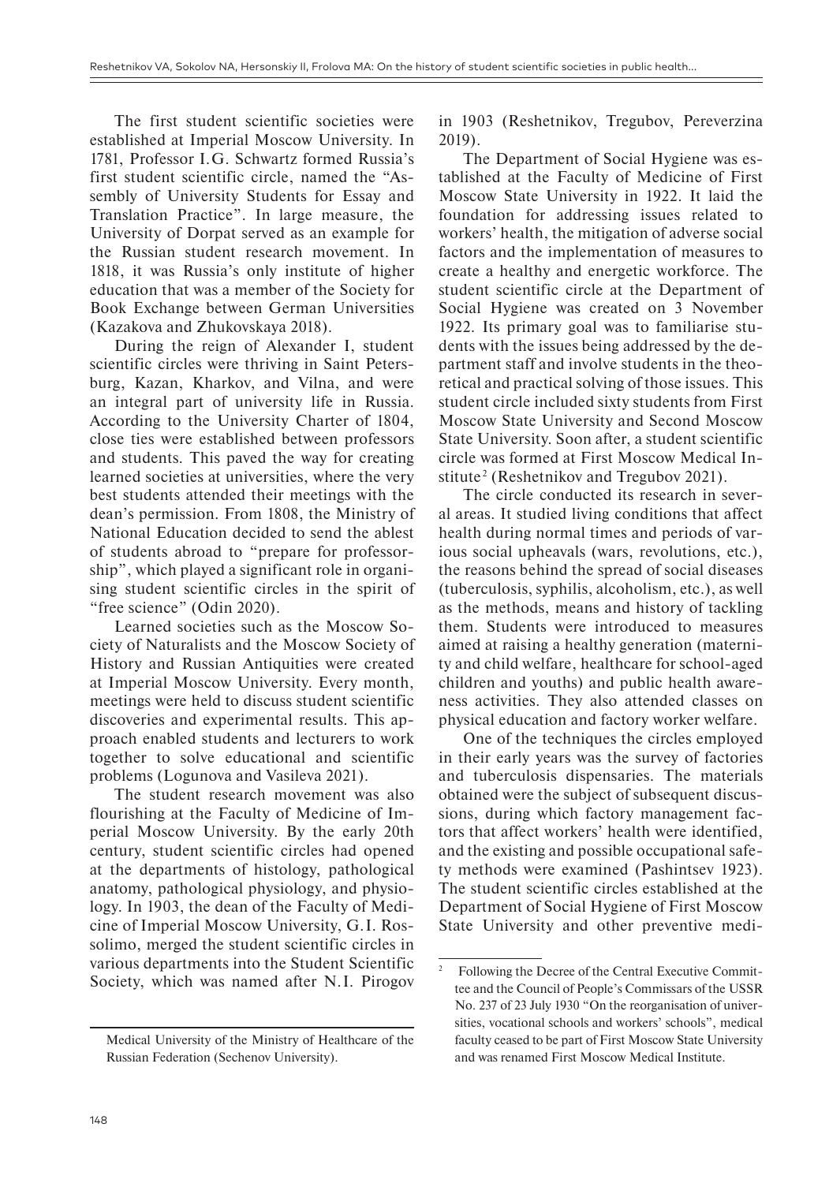The first student scientific societies were established at Imperial Moscow University. In 1781, Professor I.G. Schwartz formed Russia's first student scientific circle, named the "Assembly of University Students for Essay and Translation Practice". In large measure, the University of Dorpat served as an example for the Russian student research movement. In 1818, it was Russia's only institute of higher education that was a member of the Society for Book Exchange between German Universities (Kazakova and Zhukovskaya 2018).

During the reign of Alexander I, student scientific circles were thriving in Saint Petersburg, Kazan, Kharkov, and Vilna, and were an integral part of university life in Russia. According to the University Charter of 1804, close ties were established between professors and students. This paved the way for creating learned societies at universities, where the very best students attended their meetings with the dean's permission. From 1808, the Ministry of National Education decided to send the ablest of students abroad to "prepare for professorship", which played a significant role in organising student scientific circles in the spirit of "free science" (Odin 2020).

Learned societies such as the Moscow Society of Naturalists and the Moscow Society of History and Russian Antiquities were created at Imperial Moscow University. Every month, meetings were held to discuss student scientific discoveries and experimental results. This approach enabled students and lecturers to work together to solve educational and scientific problems (Logunova and Vasileva 2021).

The student research movement was also flourishing at the Faculty of Medicine of Imperial Moscow University. By the early 20th century, student scientific circles had opened at the departments of histology, pathological anatomy, pathological physiology, and physiology. In 1903, the dean of the Faculty of Medicine of Imperial Moscow University, G.I. Rossolimo, merged the student scientific circles in various departments into the Student Scientific Society, which was named after N.I. Pirogov in 1903 (Reshetnikov, Tregubov, Pereverzina 2019).

The Department of Social Hygiene was established at the Faculty of Medicine of First Moscow State University in 1922. It laid the foundation for addressing issues related to workers' health, the mitigation of adverse social factors and the implementation of measures to create a healthy and energetic workforce. The student scientific circle at the Department of Social Hygiene was created on 3 November 1922. Its primary goal was to familiarise students with the issues being addressed by the department staff and involve students in the theoretical and practical solving of those issues. This student circle included sixty students from First Moscow State University and Second Moscow State University. Soon after, a student scientific circle was formed at First Moscow Medical Institute[2] (Reshetnikov and Tregubov 2021).

The circle conducted its research in several areas. It studied living conditions that affect health during normal times and periods of various social upheavals (wars, revolutions, etc.), the reasons behind the spread of social diseases (tuberculosis, syphilis, alcoholism, etc.), as well as the methods, means and history of tackling them. Students were introduced to measures aimed at raising a healthy generation (maternity and child welfare, healthcare for school-aged children and youths) and public health awareness activities. They also attended classes on physical education and factory worker welfare.

One of the techniques the circles employed in their early years was the survey of factories and tuberculosis dispensaries. The materials obtained were the subject of subsequent discussions, during which factory management factors that affect workers' health were identified, and the existing and possible occupational safety methods were examined (Pashintsev 1923). The student scientific circles established at the Department of Social Hygiene of First Moscow State University and other preventive medi-

Medical University of the Ministry of Healthcare of the Russian Federation (Sechenov University).

[2] Following the Decree of the Central Executive Committee and the Council of People's Commissars of the USSR No. 237 of 23 July 1930 "On the reorganisation of universities, vocational schools and workers' schools", medical faculty ceased to be part of First Moscow State University and was renamed First Moscow Medical Institute.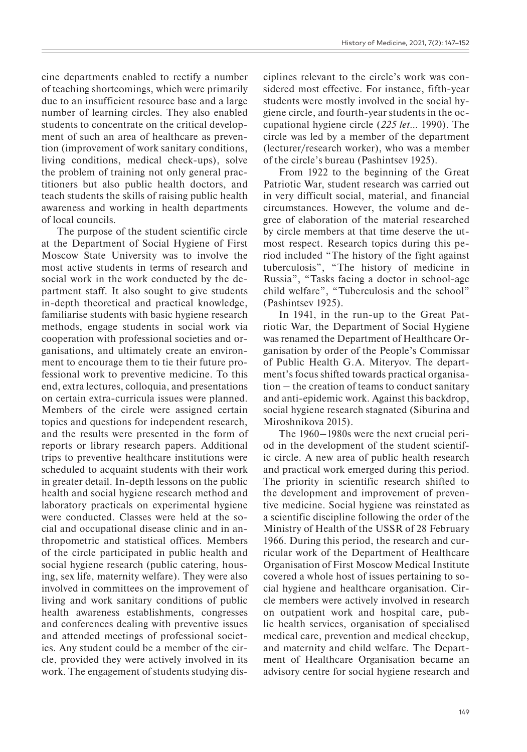cine departments enabled to rectify a number of teaching shortcomings, which were primarily due to an insufficient resource base and a large number of learning circles. They also enabled students to concentrate on the critical development of such an area of healthcare as prevention (improvement of work sanitary conditions, living conditions, medical check-ups), solve the problem of training not only general practitioners but also public health doctors, and teach students the skills of raising public health awareness and working in health departments of local councils.

The purpose of the student scientific circle at the Department of Social Hygiene of First Moscow State University was to involve the most active students in terms of research and social work in the work conducted by the department staff. It also sought to give students in-depth theoretical and practical knowledge, familiarise students with basic hygiene research methods, engage students in social work via cooperation with professional societies and organisations, and ultimately create an environment to encourage them to tie their future professional work to preventive medicine. To this end, extra lectures, colloquia, and presentations on certain extra-curricula issues were planned. Members of the circle were assigned certain topics and questions for independent research, and the results were presented in the form of reports or library research papers. Additional trips to preventive healthcare institutions were scheduled to acquaint students with their work in greater detail. In-depth lessons on the public health and social hygiene research method and laboratory practicals on experimental hygiene were conducted. Classes were held at the social and occupational disease clinic and in anthropometric and statistical offices. Members of the circle participated in public health and social hygiene research (public catering, housing, sex life, maternity welfare). They were also involved in committees on the improvement of living and work sanitary conditions of public health awareness establishments, congresses and conferences dealing with preventive issues and attended meetings of professional societies. Any student could be a member of the circle, provided they were actively involved in its work. The engagement of students studying disciplines relevant to the circle's work was considered most effective. For instance, fifth-year students were mostly involved in the social hygiene circle, and fourth-year students in the occupational hygiene circle (*225 let...* 1990). The circle was led by a member of the department (lecturer/research worker), who was a member of the circle's bureau (Pashintsev 1925).

From 1922 to the beginning of the Great Patriotic War, student research was carried out in very difficult social, material, and financial circumstances. However, the volume and degree of elaboration of the material researched by circle members at that time deserve the utmost respect. Research topics during this period included "The history of the fight against tuberculosis", "The history of medicine in Russia", "Tasks facing a doctor in school-age child welfare", "Tuberculosis and the school" (Pashintsev 1925).

In 1941, in the run-up to the Great Patriotic War, the Department of Social Hygiene was renamed the Department of Healthcare Organisation by order of the People's Commissar of Public Health G.A. Miteryov. The department's focus shifted towards practical organisation – the creation of teams to conduct sanitary and anti-epidemic work. Against this backdrop, social hygiene research stagnated (Siburina and Miroshnikova 2015).

The 1960–1980s were the next crucial period in the development of the student scientific circle. A new area of public health research and practical work emerged during this period. The priority in scientific research shifted to the development and improvement of preventive medicine. Social hygiene was reinstated as a scientific discipline following the order of the Ministry of Health of the USSR of 28 February 1966. During this period, the research and curricular work of the Department of Healthcare Organisation of First Moscow Medical Institute covered a whole host of issues pertaining to social hygiene and healthcare organisation. Circle members were actively involved in research on outpatient work and hospital care, public health services, organisation of specialised medical care, prevention and medical checkup, and maternity and child welfare. The Department of Healthcare Organisation became an advisory centre for social hygiene research and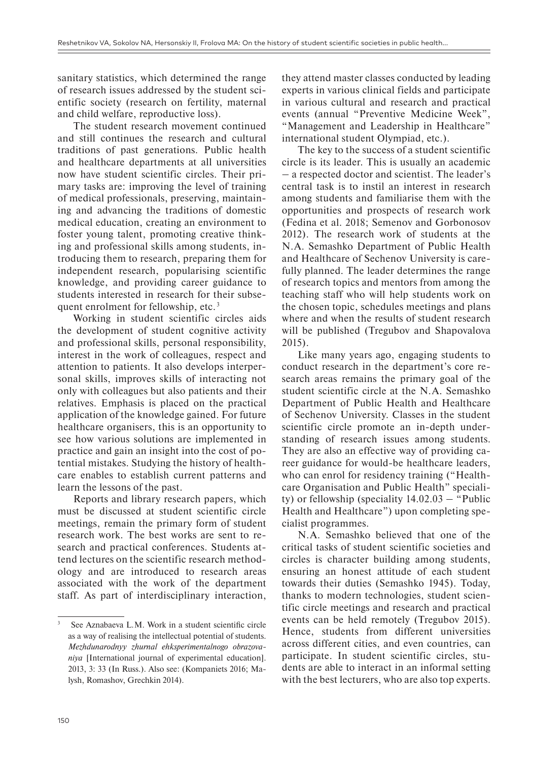sanitary statistics, which determined the range of research issues addressed by the student scientific society (research on fertility, maternal and child welfare, reproductive loss).

The student research movement continued and still continues the research and cultural traditions of past generations. Public health and healthcare departments at all universities now have student scientific circles. Their primary tasks are: improving the level of training of medical professionals, preserving, maintaining and advancing the traditions of domestic medical education, creating an environment to foster young talent, promoting creative thinking and professional skills among students, introducing them to research, preparing them for independent research, popularising scientific knowledge, and providing career guidance to students interested in research for their subsequent enrolment for fellowship, etc.[3]

Working in student scientific circles aids the development of student cognitive activity and professional skills, personal responsibility, interest in the work of colleagues, respect and attention to patients. It also develops interpersonal skills, improves skills of interacting not only with colleagues but also patients and their relatives. Emphasis is placed on the practical application of the knowledge gained. For future healthcare organisers, this is an opportunity to see how various solutions are implemented in practice and gain an insight into the cost of potential mistakes. Studying the history of healthcare enables to establish current patterns and learn the lessons of the past.

Reports and library research papers, which must be discussed at student scientific circle meetings, remain the primary form of student research work. The best works are sent to research and practical conferences. Students attend lectures on the scientific research methodology and are introduced to research areas associated with the work of the department staff. As part of interdisciplinary interaction, they attend master classes conducted by leading experts in various clinical fields and participate in various cultural and research and practical events (annual "Preventive Medicine Week", "Management and Leadership in Healthcare" international student Olympiad, etc.).

The key to the success of a student scientific circle is its leader. This is usually an academic – a respected doctor and scientist. The leader's central task is to instil an interest in research among students and familiarise them with the opportunities and prospects of research work (Fedina et al. 2018; Semenov and Gorbonosov 2012). The research work of students at the N.A. Semashko Department of Public Health and Healthcare of Sechenov University is carefully planned. The leader determines the range of research topics and mentors from among the teaching staff who will help students work on the chosen topic, schedules meetings and plans where and when the results of student research will be published (Tregubov and Shapovalova 2015).

Like many years ago, engaging students to conduct research in the department's core research areas remains the primary goal of the student scientific circle at the N.A. Semashko Department of Public Health and Healthcare of Sechenov University. Classes in the student scientific circle promote an in-depth understanding of research issues among students. They are also an effective way of providing career guidance for would-be healthcare leaders, who can enrol for residency training ("Healthcare Organisation and Public Health" speciality) or fellowship (speciality 14.02.03 – "Public Health and Healthcare") upon completing specialist programmes.

N.A. Semashko believed that one of the critical tasks of student scientific societies and circles is character building among students, ensuring an honest attitude of each student towards their duties (Semashko 1945). Today, thanks to modern technologies, student scientific circle meetings and research and practical events can be held remotely (Tregubov 2015). Hence, students from different universities across different cities, and even countries, can participate. In student scientific circles, students are able to interact in an informal setting with the best lecturers, who are also top experts.

---

[3] See Aznabaeva L.M. Work in a student scientific circle as a way of realising the intellectual potential of students. *Mezhdunarodnyy zhurnal ehksperimentalnogo obrazovaniya* [International journal of experimental education]. 2013, 3: 33 (In Russ.). Also see: (Kompaniets 2016; Malysh, Romashov, Grechkin 2014).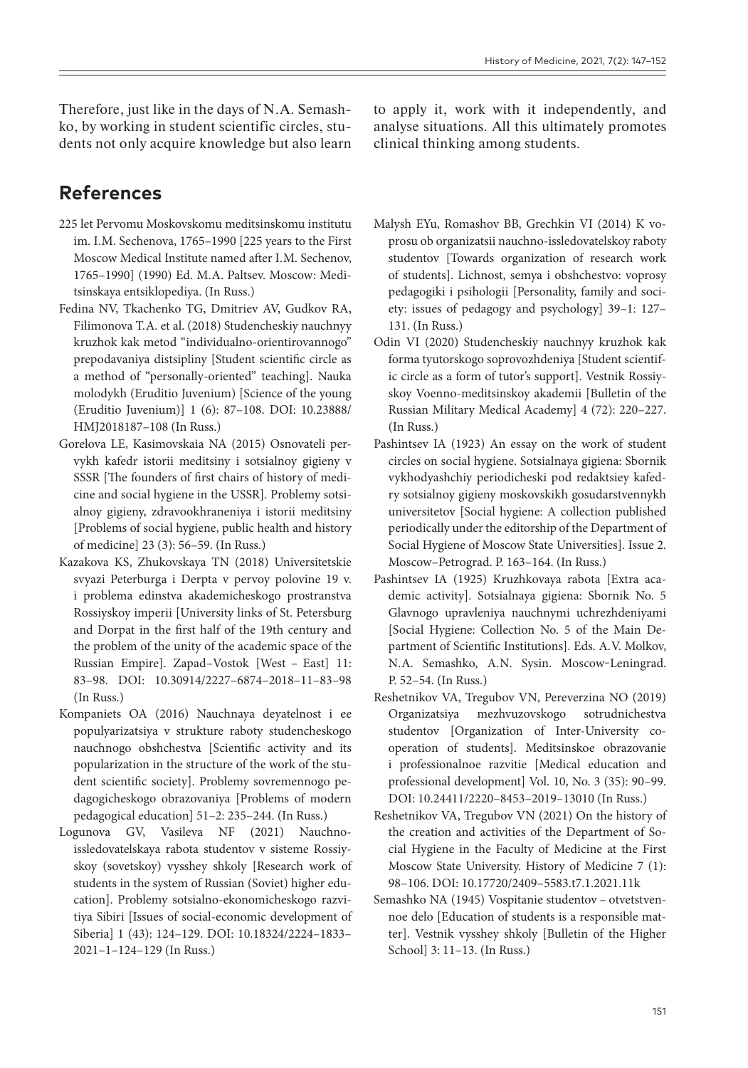Therefore, just like in the days of N.A. Semashko, by working in student scientific circles, students not only acquire knowledge but also learn to apply it, work with it independently, and analyse situations. All this ultimately promotes clinical thinking among students.

## References

225 let Pervomu Moskovskomu meditsinskomu institutu im. I.M. Sechenova, 1765–1990 [225 years to the First Moscow Medical Institute named after I.M. Sechenov, 1765–1990] (1990) Ed. M.A. Paltsev. Moscow: Meditsinskaya entsiklopediya. (In Russ.)

Fedina NV, Tkachenko TG, Dmitriev AV, Gudkov RA, Filimonova T.A. et al. (2018) Studencheskiy nauchnyy kruzhok kak metod "individualno-orientirovannogo" prepodavaniya distsipliny [Student scientific circle as a method of "personally-oriented" teaching]. Nauka molodykh (Eruditio Juvenium) [Science of the young (Eruditio Juvenium)] 1 (6): 87–108. DOI: 10.23888/HMJ2018187–108 (In Russ.)

Gorelova LE, Kasimovskaia NA (2015) Osnovateli pervykh kafedr istorii meditsiny i sotsialnoy gigieny v SSSR [The founders of first chairs of history of medicine and social hygiene in the USSR]. Problemy sotsialnoy gigieny, zdravookhraneniya i istorii meditsiny [Problems of social hygiene, public health and history of medicine] 23 (3): 56–59. (In Russ.)

Kazakova KS, Zhukovskaya TN (2018) Universitetskie svyazi Peterburga i Derpta v pervoy polovine 19 v. i problema edinstva akademicheskogo prostranstva Rossiyskoy imperii [University links of St. Petersburg and Dorpat in the first half of the 19th century and the problem of the unity of the academic space of the Russian Empire]. Zapad–Vostok [West – East] 11: 83–98. DOI: 10.30914/2227–6874–2018–11–83–98 (In Russ.)

Kompaniets OA (2016) Nauchnaya deyatelnost i ee populyarizatsiya v strukture raboty studencheskogo nauchnogo obshchestva [Scientific activity and its popularization in the structure of the work of the student scientific society]. Problemy sovremennogo pedagogicheskogo obrazovaniya [Problems of modern pedagogical education] 51–2: 235–244. (In Russ.)

Logunova GV, Vasileva NF (2021) Nauchno-issledovatelskaya rabota studentov v sisteme Rossiyskoy (sovetskoy) vysshey shkoly [Research work of students in the system of Russian (Soviet) higher education]. Problemy sotsialno-ekonomicheskogo razvitiya Sibiri [Issues of social-economic development of Siberia] 1 (43): 124–129. DOI: 10.18324/2224–1833–2021–1–124–129 (In Russ.)

Malysh EYu, Romashov BB, Grechkin VI (2014) K voprosu ob organizatsii nauchno-issledovatelskoy raboty studentov [Towards organization of research work of students]. Lichnost, semya i obshchestvo: voprosy pedagogiki i psihologii [Personality, family and society: issues of pedagogy and psychology] 39–1: 127–131. (In Russ.)

Odin VI (2020) Studencheskiy nauchnyy kruzhok kak forma tyutorskogo soprovozhdeniya [Student scientific circle as a form of tutor's support]. Vestnik Rossiyskoy Voenno-meditsinskoy akademii [Bulletin of the Russian Military Medical Academy] 4 (72): 220–227. (In Russ.)

Pashintsev IA (1923) An essay on the work of student circles on social hygiene. Sotsialnaya gigiena: Sbornik vykhodyashchiy periodicheski pod redaktsiey kafedry sotsialnoy gigieny moskovskikh gosudarstvennykh universitetov [Social hygiene: A collection published periodically under the editorship of the Department of Social Hygiene of Moscow State Universities]. Issue 2. Moscow–Petrograd. P. 163–164. (In Russ.)

Pashintsev IA (1925) Kruzhkovaya rabota [Extra academic activity]. Sotsialnaya gigiena: Sbornik No. 5 Glavnogo upravleniya nauchnymi uchrezhdeniyami [Social Hygiene: Collection No. 5 of the Main Department of Scientific Institutions]. Eds. A.V. Molkov, N.A. Semashko, A.N. Sysin. Moscow–Leningrad. P. 52–54. (In Russ.)

Reshetnikov VA, Tregubov VN, Pereverzina NO (2019) Organizatsiya mezhvuzovskogo sotrudnichestva studentov [Organization of Inter-University cooperation of students]. Meditsinskoe obrazovanie i professionalnoe razvitie [Medical education and professional development] Vol. 10, No. 3 (35): 90–99. DOI: 10.24411/2220–8453–2019–13010 (In Russ.)

Reshetnikov VA, Tregubov VN (2021) On the history of the creation and activities of the Department of Social Hygiene in the Faculty of Medicine at the First Moscow State University. History of Medicine 7 (1): 98–106. DOI: 10.17720/2409–5583.t7.1.2021.11k

Semashko NA (1945) Vospitanie studentov – otvetstvennoe delo [Education of students is a responsible matter]. Vestnik vysshey shkoly [Bulletin of the Higher School] 3: 11–13. (In Russ.)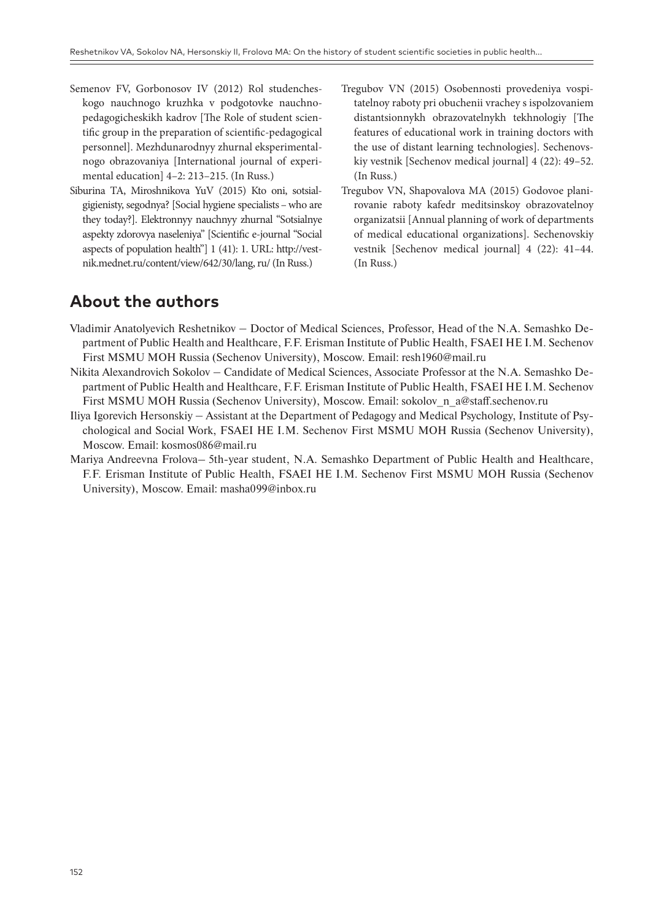Semenov FV, Gorbonosov IV (2012) Rol studencheskogo nauchnogo kruzhka v podgotovke nauchno-pedagogicheskikh kadrov [The Role of student scientific group in the preparation of scientific-pedagogical personnel]. Mezhdunarodnyy zhurnal eksperimentalnogo obrazovaniya [International journal of experimental education] 4–2: 213–215. (In Russ.)

Siburina TA, Miroshnikova YuV (2015) Kto oni, sotsialgigienisty, segodnya? [Social hygiene specialists – who are they today?]. Elektronnyy nauchnyy zhurnal "Sotsialnye aspekty zdorovya naseleniya" [Scientific e-journal "Social aspects of population health"] 1 (41): 1. URL: http://vestnik.mednet.ru/content/view/642/30/lang, ru/ (In Russ.)

Tregubov VN (2015) Osobennosti provedeniya vospitatelnoy raboty pri obuchenii vrachey s ispolzovaniem distantsionnykh obrazovatelnykh tekhnologiy [The features of educational work in training doctors with the use of distant learning technologies]. Sechenovskiy vestnik [Sechenov medical journal] 4 (22): 49–52. (In Russ.)

Tregubov VN, Shapovalova MA (2015) Godovoe planirovanie raboty kafedr meditsinskoy obrazovatelnoy organizatsii [Annual planning of work of departments of medical educational organizations]. Sechenovskiy vestnik [Sechenov medical journal] 4 (22): 41–44. (In Russ.)

## About the authors

Vladimir Anatolyevich Reshetnikov – Doctor of Medical Sciences, Professor, Head of the N.A. Semashko Department of Public Health and Healthcare, F.F. Erisman Institute of Public Health, FSAEI HE I.M. Sechenov First MSMU MOH Russia (Sechenov University), Moscow. Email: resh1960@mail.ru

Nikita Alexandrovich Sokolov – Candidate of Medical Sciences, Associate Professor at the N.A. Semashko Department of Public Health and Healthcare, F.F. Erisman Institute of Public Health, FSAEI HE I.M. Sechenov First MSMU MOH Russia (Sechenov University), Moscow. Email: sokolov_n_a@staff.sechenov.ru

Iliya Igorevich Hersonskiy – Assistant at the Department of Pedagogy and Medical Psychology, Institute of Psychological and Social Work, FSAEI HE I.M. Sechenov First MSMU MOH Russia (Sechenov University), Moscow. Email: kosmos086@mail.ru

Mariya Andreevna Frolova– 5th-year student, N.A. Semashko Department of Public Health and Healthcare, F.F. Erisman Institute of Public Health, FSAEI HE I.M. Sechenov First MSMU MOH Russia (Sechenov University), Moscow. Email: masha099@inbox.ru